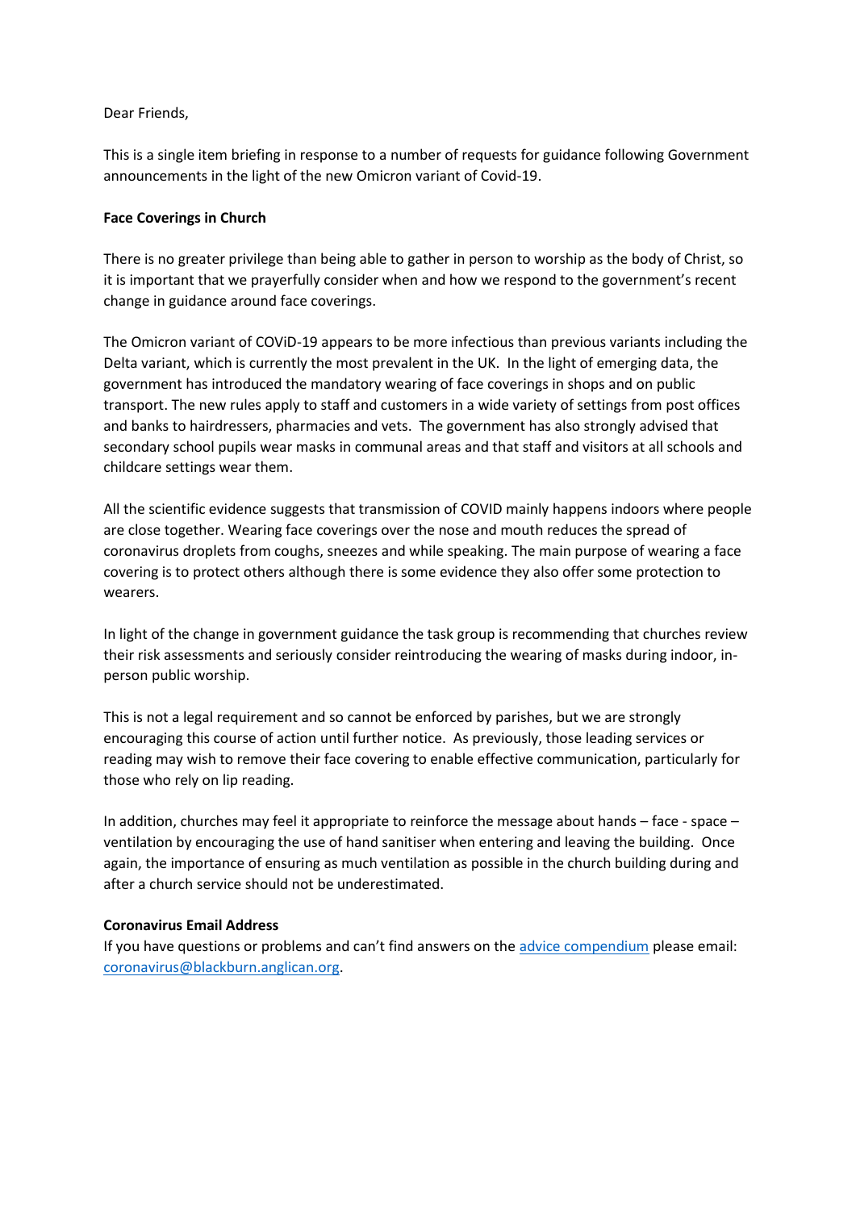Dear Friends,

This is a single item briefing in response to a number of requests for guidance following Government announcements in the light of the new Omicron variant of Covid-19.

**Face Coverings in Church**

There is no greater privilege than being able to gather in person to worship as the body of Christ, so it is important that we prayerfully consider when and how we respond to the government's recent change in guidance around face coverings.

The Omicron variant of COViD-19 appears to be more infectious than previous variants including the Delta variant, which is currently the most prevalent in the UK. In the light of emerging data, the government has introduced the mandatory wearing of face coverings in shops and on public transport. The new rules apply to staff and customers in a wide variety of settings from post offices and banks to hairdressers, pharmacies and vets. The government has also strongly advised that secondary school pupils wear masks in communal areas and that staff and visitors at all schools and childcare settings wear them.

All the scientific evidence suggests that transmission of COVID mainly happens indoors where people are close together. Wearing face coverings over the nose and mouth reduces the spread of coronavirus droplets from coughs, sneezes and while speaking. The main purpose of wearing a face covering is to protect others although there is some evidence they also offer some protection to wearers.

In light of the change in government guidance the task group is recommending that churches review their risk assessments and seriously consider reintroducing the wearing of masks during indoor, in-person public worship.

This is not a legal requirement and so cannot be enforced by parishes, but we are strongly encouraging this course of action until further notice. As previously, those leading services or reading may wish to remove their face covering to enable effective communication, particularly for those who rely on lip reading.

In addition, churches may feel it appropriate to reinforce the message about hands – face - space – ventilation by encouraging the use of hand sanitiser when entering and leaving the building. Once again, the importance of ensuring as much ventilation as possible in the church building during and after a church service should not be underestimated.

**Coronavirus Email Address**

If you have questions or problems and can't find answers on the advice compendium please email: coronavirus@blackburn.anglican.org.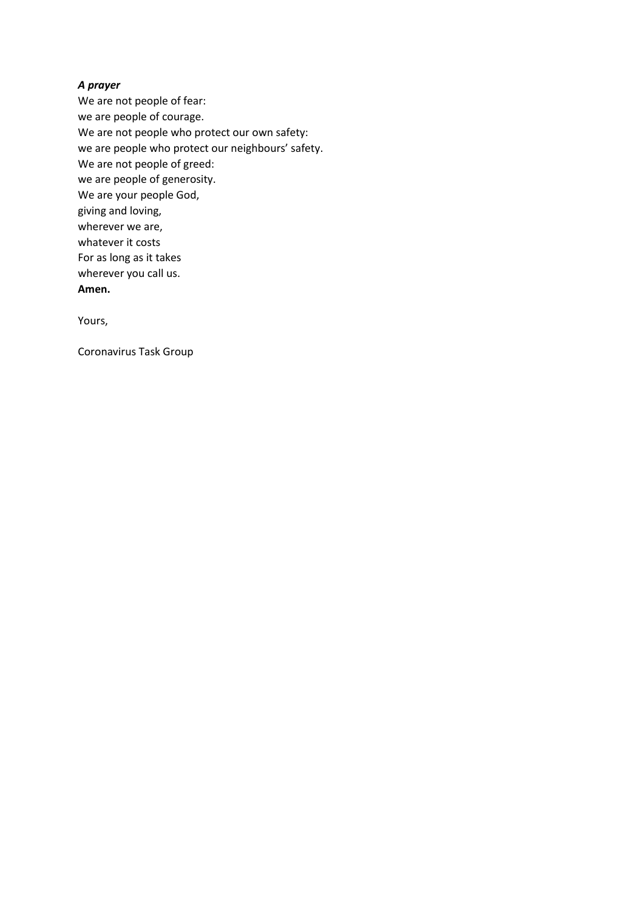***A prayer***

We are not people of fear:  
we are people of courage.  
We are not people who protect our own safety:  
we are people who protect our neighbours' safety.  
We are not people of greed:  
we are people of generosity.  
We are your people God,  
giving and loving,  
wherever we are,  
whatever it costs  
For as long as it takes  
wherever you call us.  
**Amen.**

Yours,

Coronavirus Task Group